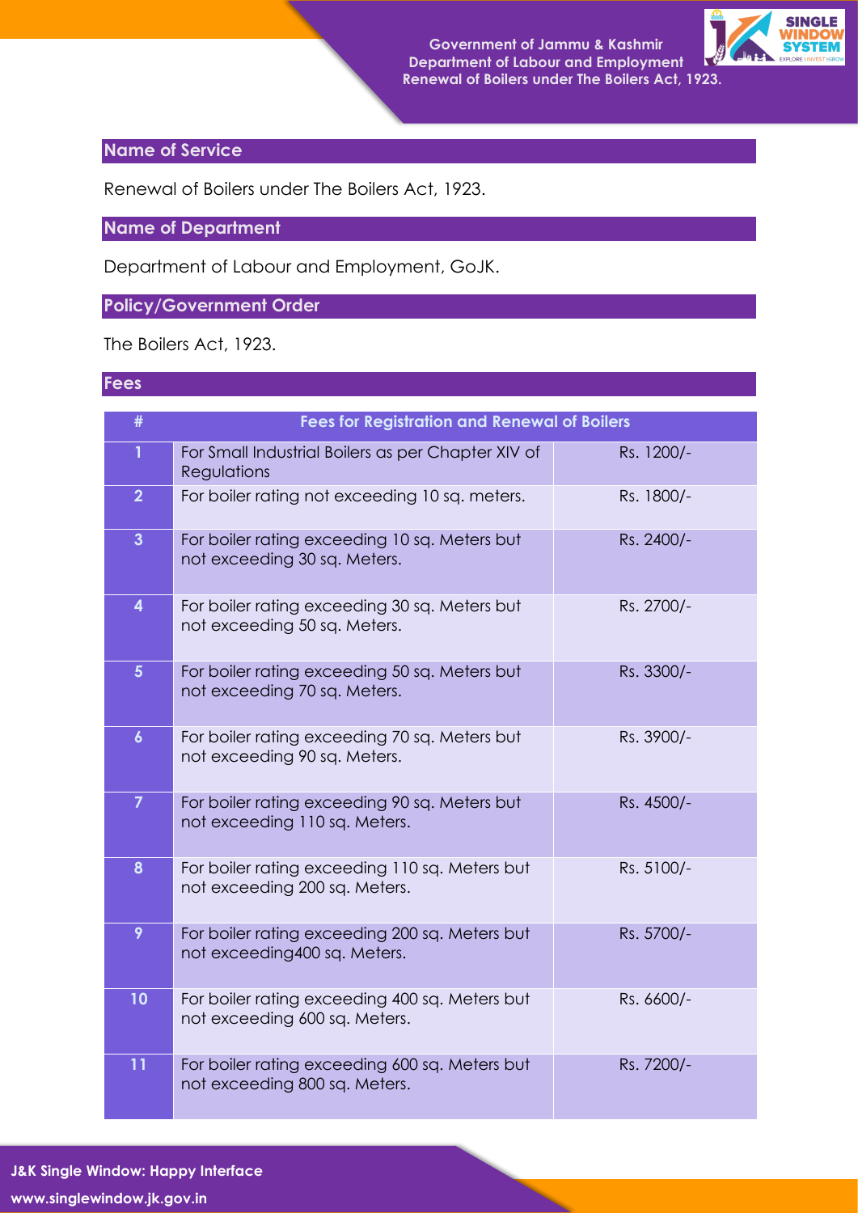## Name of Service

Renewal of Boilers under The Boilers Act, 1923.

## Name of Department

Department of Labour and Employment, GoJK.

## Policy/Government Order

The Boilers Act, 1923.

## Fees

| # | Fees for Registration and Renewal of Boilers | |
|---|---|---|
| 1 | For Small Industrial Boilers as per Chapter XIV of Regulations | Rs. 1200/- |
| 2 | For boiler rating not exceeding 10 sq. meters. | Rs. 1800/- |
| 3 | For boiler rating exceeding 10 sq. Meters but not exceeding 30 sq. Meters. | Rs. 2400/- |
| 4 | For boiler rating exceeding 30 sq. Meters but not exceeding 50 sq. Meters. | Rs. 2700/- |
| 5 | For boiler rating exceeding 50 sq. Meters but not exceeding 70 sq. Meters. | Rs. 3300/- |
| 6 | For boiler rating exceeding 70 sq. Meters but not exceeding 90 sq. Meters. | Rs. 3900/- |
| 7 | For boiler rating exceeding 90 sq. Meters but not exceeding 110 sq. Meters. | Rs. 4500/- |
| 8 | For boiler rating exceeding 110 sq. Meters but not exceeding 200 sq. Meters. | Rs. 5100/- |
| 9 | For boiler rating exceeding 200 sq. Meters but not exceeding400 sq. Meters. | Rs. 5700/- |
| 10 | For boiler rating exceeding 400 sq. Meters but not exceeding 600 sq. Meters. | Rs. 6600/- |
| 11 | For boiler rating exceeding 600 sq. Meters but not exceeding 800 sq. Meters. | Rs. 7200/- |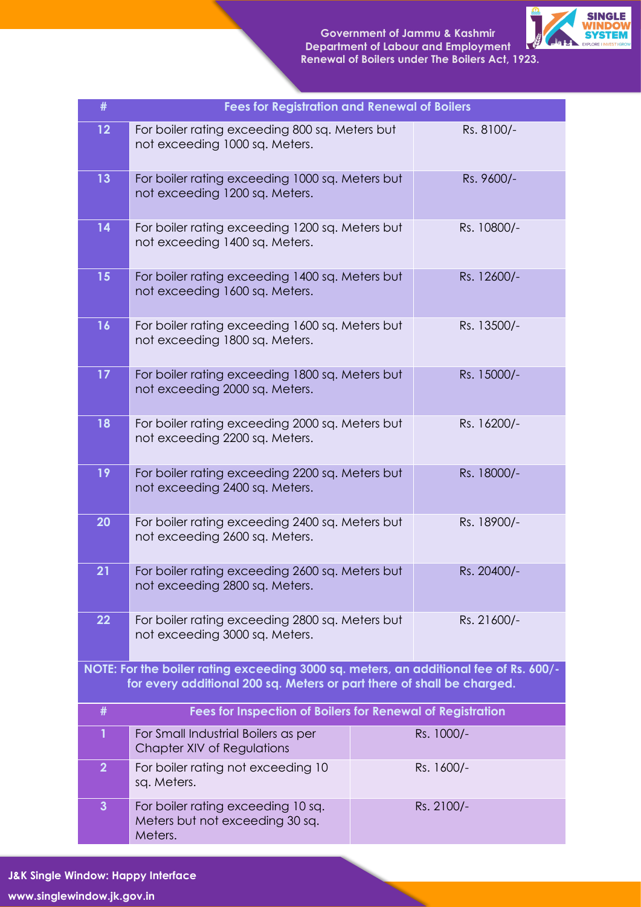| # | Fees for Registration and Renewal of Boilers | |
|---|---|---|
| 12 | For boiler rating exceeding 800 sq. Meters but not exceeding 1000 sq. Meters. | Rs. 8100/- |
| 13 | For boiler rating exceeding 1000 sq. Meters but not exceeding 1200 sq. Meters. | Rs. 9600/- |
| 14 | For boiler rating exceeding 1200 sq. Meters but not exceeding 1400 sq. Meters. | Rs. 10800/- |
| 15 | For boiler rating exceeding 1400 sq. Meters but not exceeding 1600 sq. Meters. | Rs. 12600/- |
| 16 | For boiler rating exceeding 1600 sq. Meters but not exceeding 1800 sq. Meters. | Rs. 13500/- |
| 17 | For boiler rating exceeding 1800 sq. Meters but not exceeding 2000 sq. Meters. | Rs. 15000/- |
| 18 | For boiler rating exceeding 2000 sq. Meters but not exceeding 2200 sq. Meters. | Rs. 16200/- |
| 19 | For boiler rating exceeding 2200 sq. Meters but not exceeding 2400 sq. Meters. | Rs. 18000/- |
| 20 | For boiler rating exceeding 2400 sq. Meters but not exceeding 2600 sq. Meters. | Rs. 18900/- |
| 21 | For boiler rating exceeding 2600 sq. Meters but not exceeding 2800 sq. Meters. | Rs. 20400/- |
| 22 | For boiler rating exceeding 2800 sq. Meters but not exceeding 3000 sq. Meters. | Rs. 21600/- |

**NOTE: For the boiler rating exceeding 3000 sq. meters, an additional fee of Rs. 600/- for every additional 200 sq. Meters or part there of shall be charged.**

| # | Fees for Inspection of Boilers for Renewal of Registration | |
|---|---|---|
| 1 | For Small Industrial Boilers as per Chapter XIV of Regulations | Rs. 1000/- |
| 2 | For boiler rating not exceeding 10 sq. Meters. | Rs. 1600/- |
| 3 | For boiler rating exceeding 10 sq. Meters but not exceeding 30 sq. Meters. | Rs. 2100/- |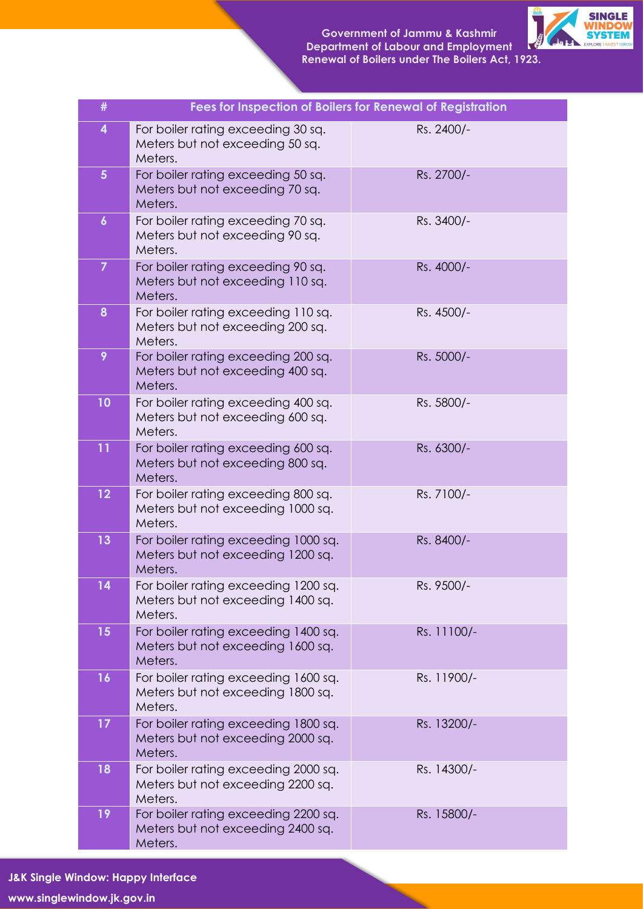| # | Fees for Inspection of Boilers for Renewal of Registration | |
|---|---|---|
| 4 | For boiler rating exceeding 30 sq. Meters but not exceeding 50 sq. Meters. | Rs. 2400/- |
| 5 | For boiler rating exceeding 50 sq. Meters but not exceeding 70 sq. Meters. | Rs. 2700/- |
| 6 | For boiler rating exceeding 70 sq. Meters but not exceeding 90 sq. Meters. | Rs. 3400/- |
| 7 | For boiler rating exceeding 90 sq. Meters but not exceeding 110 sq. Meters. | Rs. 4000/- |
| 8 | For boiler rating exceeding 110 sq. Meters but not exceeding 200 sq. Meters. | Rs. 4500/- |
| 9 | For boiler rating exceeding 200 sq. Meters but not exceeding 400 sq. Meters. | Rs. 5000/- |
| 10 | For boiler rating exceeding 400 sq. Meters but not exceeding 600 sq. Meters. | Rs. 5800/- |
| 11 | For boiler rating exceeding 600 sq. Meters but not exceeding 800 sq. Meters. | Rs. 6300/- |
| 12 | For boiler rating exceeding 800 sq. Meters but not exceeding 1000 sq. Meters. | Rs. 7100/- |
| 13 | For boiler rating exceeding 1000 sq. Meters but not exceeding 1200 sq. Meters. | Rs. 8400/- |
| 14 | For boiler rating exceeding 1200 sq. Meters but not exceeding 1400 sq. Meters. | Rs. 9500/- |
| 15 | For boiler rating exceeding 1400 sq. Meters but not exceeding 1600 sq. Meters. | Rs. 11100/- |
| 16 | For boiler rating exceeding 1600 sq. Meters but not exceeding 1800 sq. Meters. | Rs. 11900/- |
| 17 | For boiler rating exceeding 1800 sq. Meters but not exceeding 2000 sq. Meters. | Rs. 13200/- |
| 18 | For boiler rating exceeding 2000 sq. Meters but not exceeding 2200 sq. Meters. | Rs. 14300/- |
| 19 | For boiler rating exceeding 2200 sq. Meters but not exceeding 2400 sq. Meters. | Rs. 15800/- |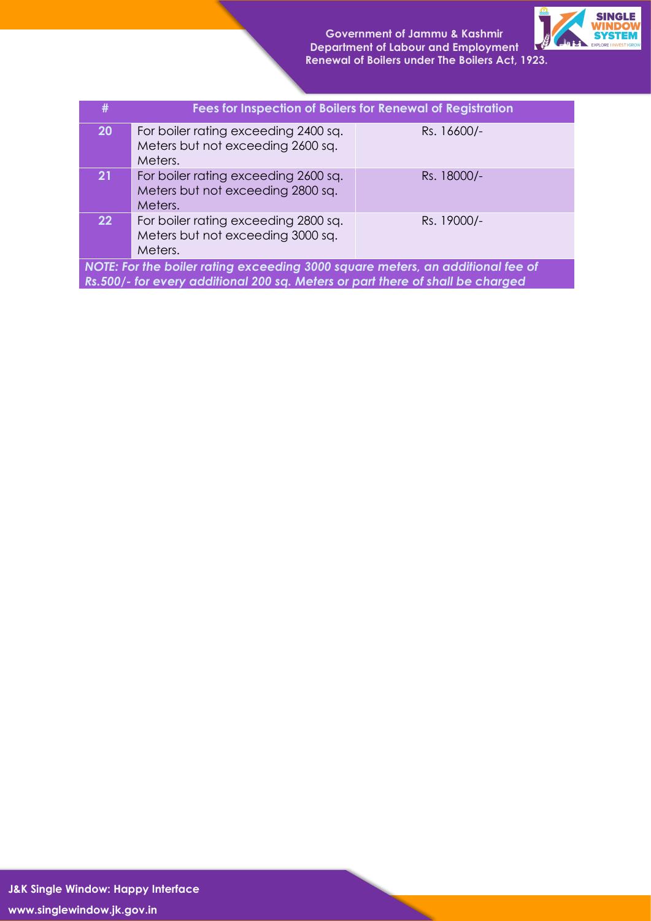| # | Fees for Inspection of Boilers for Renewal of Registration | |
|---|---|---|
| 20 | For boiler rating exceeding 2400 sq. Meters but not exceeding 2600 sq. Meters. | Rs. 16600/- |
| 21 | For boiler rating exceeding 2600 sq. Meters but not exceeding 2800 sq. Meters. | Rs. 18000/- |
| 22 | For boiler rating exceeding 2800 sq. Meters but not exceeding 3000 sq. Meters. | Rs. 19000/- |

***NOTE: For the boiler rating exceeding 3000 square meters, an additional fee of Rs.500/- for every additional 200 sq. Meters or part there of shall be charged***